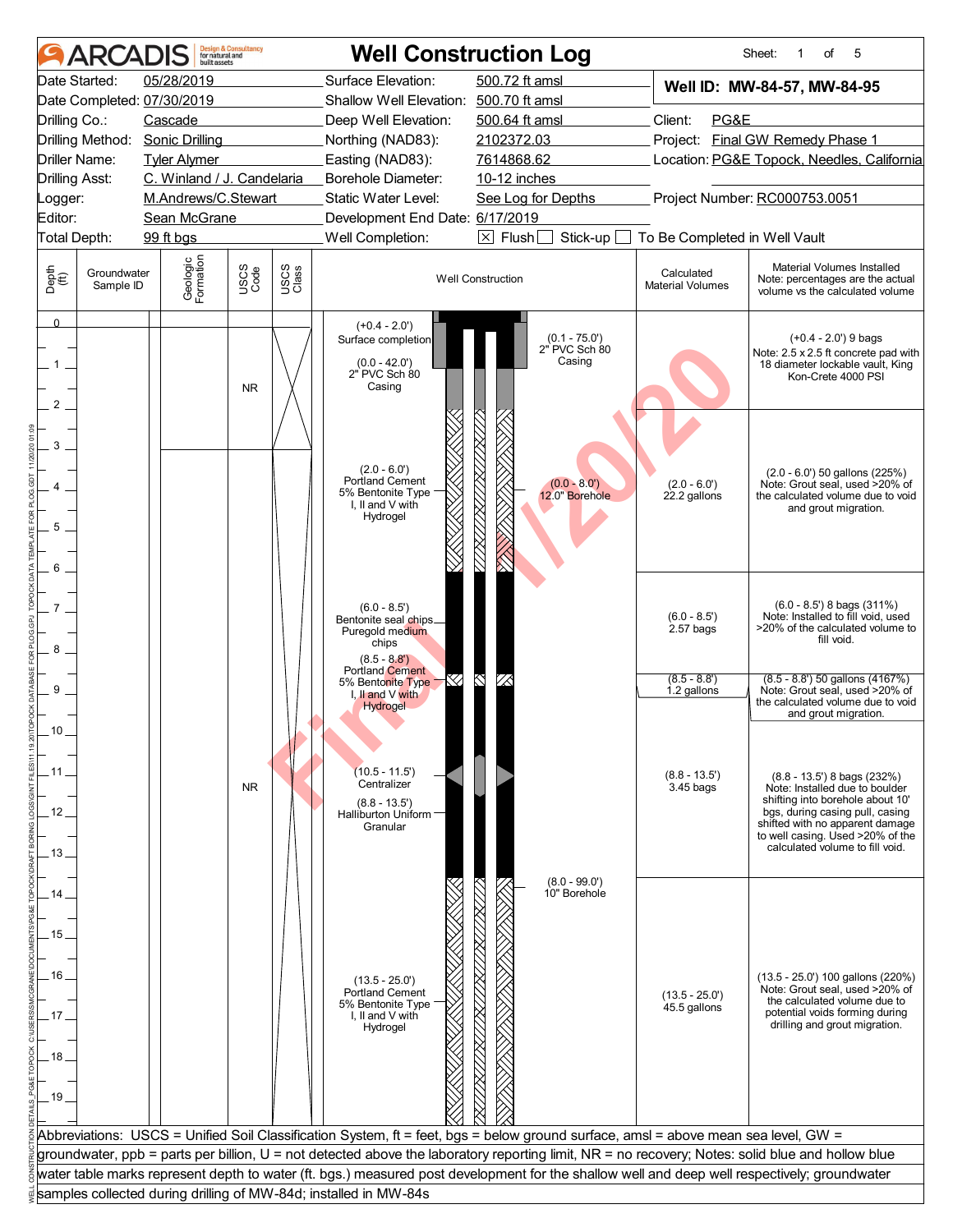# ARCADIS Design & Consultancy for natural and built assets

## Well Construction Log

Sheet: 1 of 5

| | | | |
|---|---|---|---|
| Date Started: | 05/28/2019 | Surface Elevation: | 500.72 ft amsl |
| Date Completed: | 07/30/2019 | Shallow Well Elevation: | 500.70 ft amsl |
| Drilling Co.: | Cascade | Deep Well Elevation: | 500.64 ft amsl |
| Drilling Method: | Sonic Drilling | Northing (NAD83): | 2102372.03 |
| Driller Name: | Tyler Alymer | Easting (NAD83): | 7614868.62 |
| Drilling Asst: | C. Winland / J. Candelaria | Borehole Diameter: | 10-12 inches |
| Logger: | M.Andrews/C.Stewart | Static Water Level: | See Log for Depths |
| Editor: | Sean McGrane | Development End Date: | 6/17/2019 |
| Total Depth: | 99 ft bgs | Well Completion: | [X] Flush [ ] Stick-up [ ] To Be Completed in Well Vault |

**Well ID: MW-84-57, MW-84-95**

Client: PG&E
Project: Final GW Remedy Phase 1
Location: PG&E Topock, Needles, California
Project Number: RC000753.0051

| Depth (ft) | Groundwater Sample ID | Geologic Formation | USCS Code | USCS Class | Well Construction | Calculated Material Volumes | Material Volumes Installed Note: percentages are the actual volume vs the calculated volume |
|---|---|---|---|---|---|---|---|
| 0 – 3 | | | NR | | (+0.4 - 2.0') Surface completion; (0.0 - 42.0') 2" PVC Sch 80 Casing; (0.1 - 75.0') 2" PVC Sch 80 Casing | | (+0.4 - 2.0') 9 bags Note: 2.5 x 2.5 ft concrete pad with 18 diameter lockable vault, King Kon-Crete 4000 PSI |
| 2 – 6 | | | | | (2.0 - 6.0') Portland Cement 5% Bentonite Type I, II and V with Hydrogel; (0.0 - 8.0') 12.0" Borehole | (2.0 - 6.0') 22.2 gallons | (2.0 - 6.0') 50 gallons (225%) Note: Grout seal, used >20% of the calculated volume due to void and grout migration. |
| 6 – 8.5 | | | | | (6.0 - 8.5') Bentonite seal chips Puregold medium chips | (6.0 - 8.5') 2.57 bags | (6.0 - 8.5') 8 bags (311%) Note: Installed to fill void, used >20% of the calculated volume to fill void. |
| 8.5 – 8.8 | | | | | (8.5 - 8.8') Portland Cement 5% Bentonite Type I, II and V with Hydrogel | (8.5 - 8.8') 1.2 gallons | (8.5 - 8.8') 50 gallons (4167%) Note: Grout seal, used >20% of the calculated volume due to void and grout migration. |
| 8.8 – 13.5 | | | NR | | (10.5 - 11.5') Centralizer; (8.8 - 13.5') Halliburton Uniform Granular; (8.0 - 99.0') 10" Borehole | (8.8 - 13.5') 3.45 bags | (8.8 - 13.5') 8 bags (232%) Note: Installed due to boulder shifting into borehole about 10' bgs, during casing pull, casing shifted with no apparent damage to well casing. Used >20% of the calculated volume to fill void. |
| 13.5 – 20 | | | | | (13.5 - 25.0') Portland Cement 5% Bentonite Type I, II and V with Hydrogel | (13.5 - 25.0') 45.5 gallons | (13.5 - 25.0') 100 gallons (220%) Note: Grout seal, used >20% of the calculated volume due to potential voids forming during drilling and grout migration. |

Abbreviations: USCS = Unified Soil Classification System, ft = feet, bgs = below ground surface, amsl = above mean sea level, GW = groundwater, ppb = parts per billion, U = not detected above the laboratory reporting limit, NR = no recovery; Notes: solid blue and hollow blue water table marks represent depth to water (ft. bgs.) measured post development for the shallow well and deep well respectively; groundwater samples collected during drilling of MW-84d; installed in MW-84s

Final 1/20/20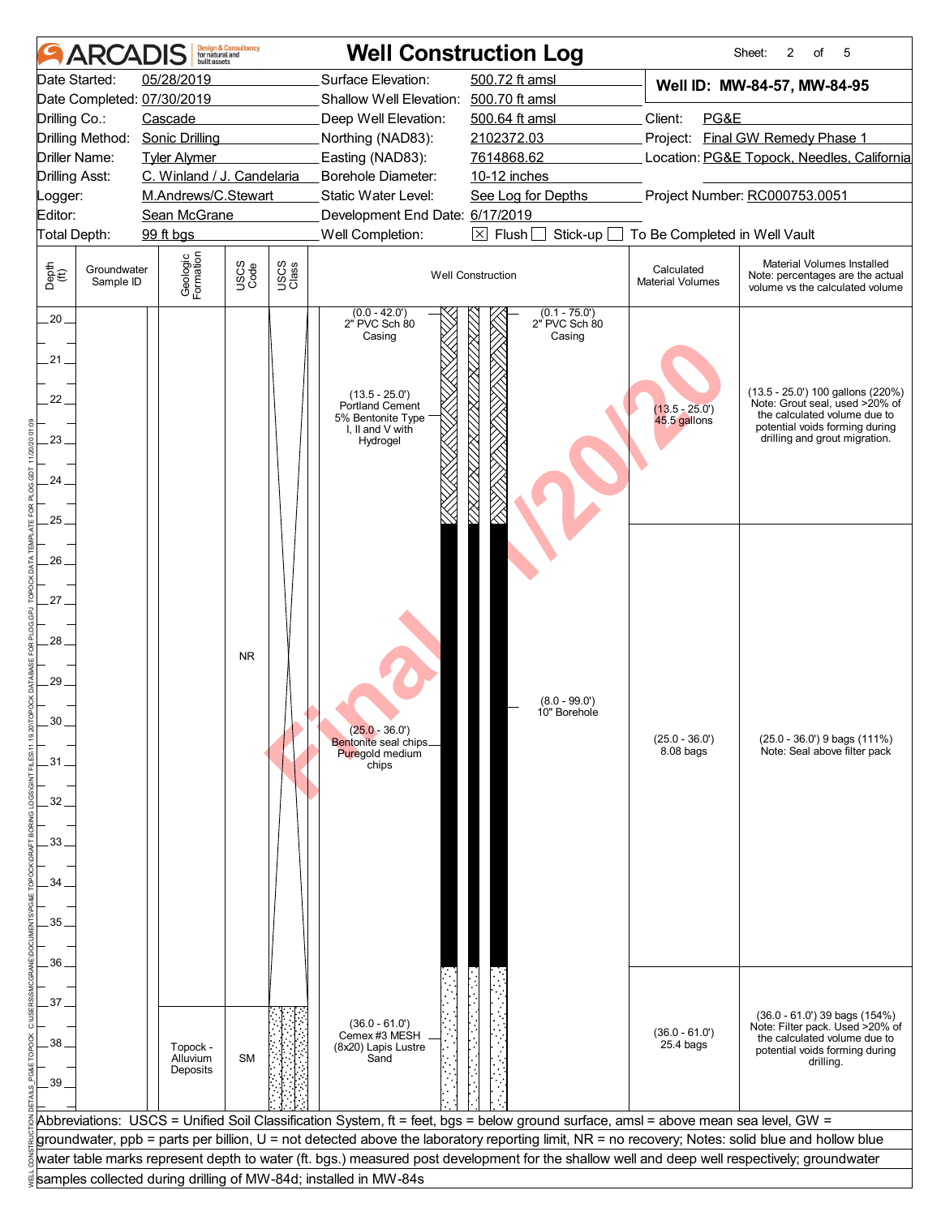# ARCADIS — Well Construction Log

Sheet: 2 of 5

| | | | | | |
|---|---|---|---|---|---|
| Date Started: | 05/28/2019 | Surface Elevation: | 500.72 ft amsl | **Well ID: MW-84-57, MW-84-95** | |
| Date Completed: | 07/30/2019 | Shallow Well Elevation: | 500.70 ft amsl | | |
| Drilling Co.: | Cascade | Deep Well Elevation: | 500.64 ft amsl | Client: | PG&E |
| Drilling Method: | Sonic Drilling | Northing (NAD83): | 2102372.03 | Project: | Final GW Remedy Phase 1 |
| Driller Name: | Tyler Alymer | Easting (NAD83): | 7614868.62 | Location: | PG&E Topock, Needles, California |
| Drilling Asst: | C. Winland / J. Candelaria | Borehole Diameter: | 10-12 inches | | |
| Logger: | M.Andrews/C.Stewart | Static Water Level: | See Log for Depths | Project Number: | RC000753.0051 |
| Editor: | Sean McGrane | Development End Date: | 6/17/2019 | | |
| Total Depth: | 99 ft bgs | Well Completion: | ☒ Flush ☐ Stick-up ☐ To Be Completed in Well Vault | | |

| Depth (ft) | Groundwater Sample ID | Geologic Formation | USCS Code | USCS Class | Well Construction | Calculated Material Volumes | Material Volumes Installed (Note: percentages are the actual volume vs the calculated volume) |
|---|---|---|---|---|---|---|---|
| 20–25 | | | NR | | (0.0 - 42.0') 2" PVC Sch 80 Casing; (0.1 - 75.0') 2" PVC Sch 80 Casing; (13.5 - 25.0') Portland Cement 5% Bentonite Type I, II and V with Hydrogel | (13.5 - 25.0') 45.5 gallons | (13.5 - 25.0') 100 gallons (220%) Note: Grout seal, used >20% of the calculated volume due to potential voids forming during drilling and grout migration. |
| 25–36 | | | NR | | (25.0 - 36.0') Bentonite seal chips Puregold medium chips; (8.0 - 99.0') 10" Borehole | (25.0 - 36.0') 8.08 bags | (25.0 - 36.0') 9 bags (111%) Note: Seal above filter pack |
| 36–39 | | Topock - Alluvium Deposits (from ~37.5') | SM | | (36.0 - 61.0') Cemex #3 MESH (8x20) Lapis Lustre Sand | (36.0 - 61.0') 25.4 bags | (36.0 - 61.0') 39 bags (154%) Note: Filter pack. Used >20% of the calculated volume due to potential voids forming during drilling. |

Abbreviations: USCS = Unified Soil Classification System, ft = feet, bgs = below ground surface, amsl = above mean sea level, GW = groundwater, ppb = parts per billion, U = not detected above the laboratory reporting limit, NR = no recovery; Notes: solid blue and hollow blue water table marks represent depth to water (ft. bgs.) measured post development for the shallow well and deep well respectively; groundwater samples collected during drilling of MW-84d; installed in MW-84s

Final 1/20/20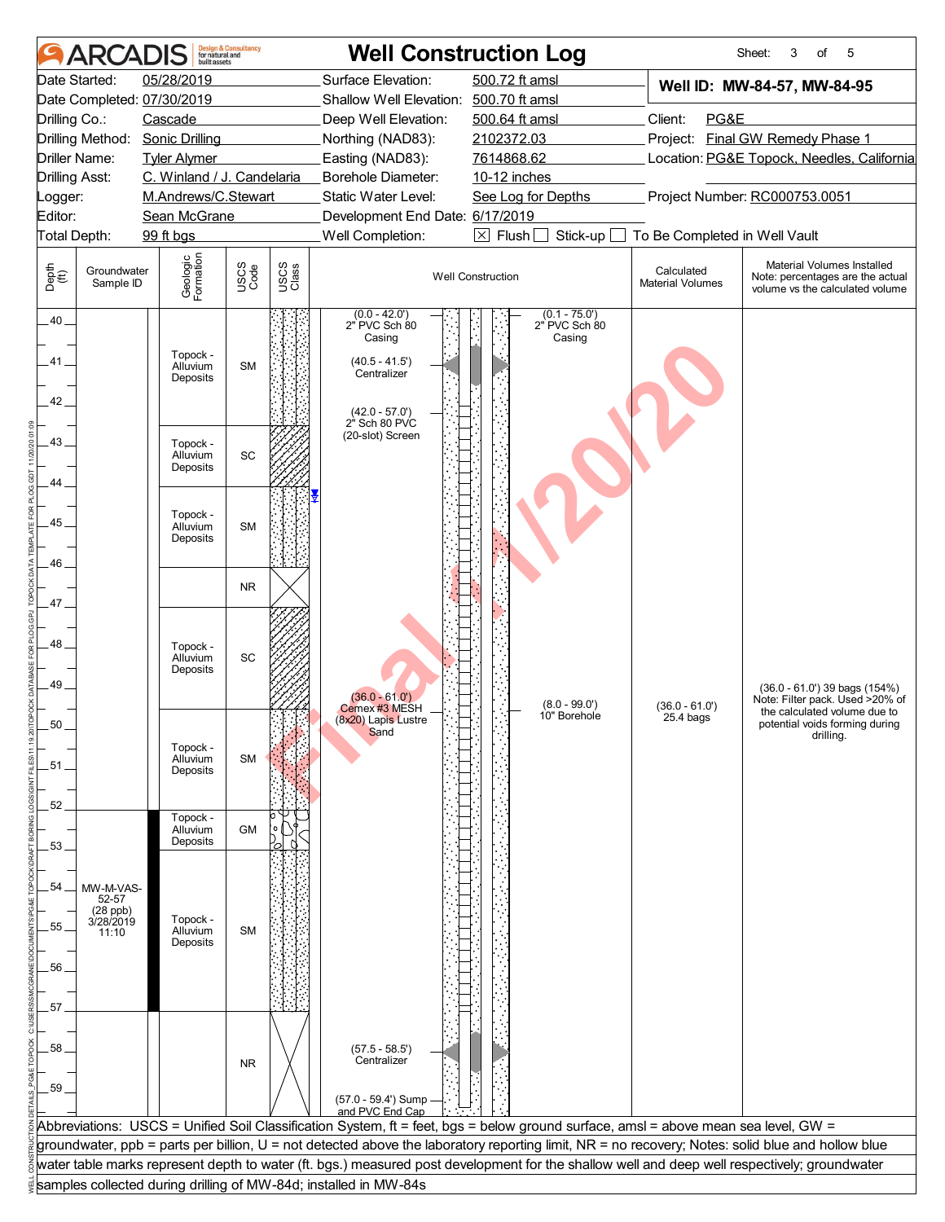# ARCADIS — Well Construction Log

Sheet: 3 of 5

| | | | |
|---|---|---|---|
| Date Started: | 05/28/2019 | Surface Elevation: | 500.72 ft amsl |
| Date Completed: | 07/30/2019 | Shallow Well Elevation: | 500.70 ft amsl |
| Drilling Co.: | Cascade | Deep Well Elevation: | 500.64 ft amsl |
| Drilling Method: | Sonic Drilling | Northing (NAD83): | 2102372.03 |
| Driller Name: | Tyler Alymer | Easting (NAD83): | 7614868.62 |
| Drilling Asst: | C. Winland / J. Candelaria | Borehole Diameter: | 10-12 inches |
| Logger: | M.Andrews/C.Stewart | Static Water Level: | See Log for Depths |
| Editor: | Sean McGrane | Development End Date: | 6/17/2019 |
| Total Depth: | 99 ft bgs | Well Completion: | [X] Flush [ ] Stick-up [ ] To Be Completed in Well Vault |

**Well ID: MW-84-57, MW-84-95**

Client: PG&E
Project: Final GW Remedy Phase 1
Location: PG&E Topock, Needles, California
Project Number: RC000753.0051

| Depth (ft) | Groundwater Sample ID | Geologic Formation | USCS Code | Well Construction | Calculated Material Volumes | Material Volumes Installed Note: percentages are the actual volume vs the calculated volume |
|---|---|---|---|---|---|---|
| 40–42 | | Topock - Alluvium Deposits | SM | (0.0 - 42.0') 2" PVC Sch 80 Casing; (40.5 - 41.5') Centralizer; (42.0 - 57.0') 2" Sch 80 PVC (20-slot) Screen; (0.1 - 75.0') 2" PVC Sch 80 Casing | | |
| 42.5–44 | | Topock - Alluvium Deposits | SC | | | |
| 44–46 | | Topock - Alluvium Deposits | SM | | | |
| 46–47 | | | NR | | | |
| 47–49.5 | | Topock - Alluvium Deposits | SC | | | |
| 49.5–52 | | Topock - Alluvium Deposits | SM | (36.0 - 61.0') Cemex #3 MESH (8x20) Lapis Lustre Sand; (8.0 - 99.0') 10" Borehole | (36.0 - 61.0') 25.4 bags | (36.0 - 61.0') 39 bags (154%) Note: Filter pack. Used >20% of the calculated volume due to potential voids forming during drilling. |
| 52–53 | | Topock - Alluvium Deposits | GM | | | |
| 53–57 | MW-M-VAS-52-57 (28 ppb) 3/28/2019 11:10 | Topock - Alluvium Deposits | SM | | | |
| 57–60 | | | NR | (57.5 - 58.5') Centralizer; (57.0 - 59.4') Sump and PVC End Cap | | |

Abbreviations: USCS = Unified Soil Classification System, ft = feet, bgs = below ground surface, amsl = above mean sea level, GW = groundwater, ppb = parts per billion, U = not detected above the laboratory reporting limit, NR = no recovery; Notes: solid blue and hollow blue water table marks represent depth to water (ft. bgs.) measured post development for the shallow well and deep well respectively; groundwater samples collected during drilling of MW-84d; installed in MW-84s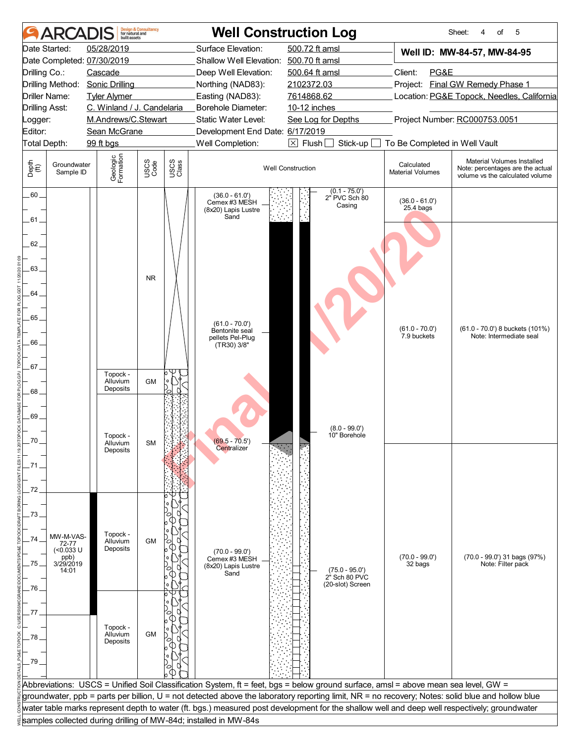# Well Construction Log

ARCADIS — Design & Consultancy for natural and built assets

Sheet: 4 of 5

| | | | | | |
|---|---|---|---|---|---|
| Date Started: | 05/28/2019 | Surface Elevation: | 500.72 ft amsl | **Well ID: MW-84-57, MW-84-95** | |
| Date Completed: | 07/30/2019 | Shallow Well Elevation: | 500.70 ft amsl | | |
| Drilling Co.: | Cascade | Deep Well Elevation: | 500.64 ft amsl | Client: | PG&E |
| Drilling Method: | Sonic Drilling | Northing (NAD83): | 2102372.03 | Project: | Final GW Remedy Phase 1 |
| Driller Name: | Tyler Alymer | Easting (NAD83): | 7614868.62 | Location: | PG&E Topock, Needles, California |
| Drilling Asst: | C. Winland / J. Candelaria | Borehole Diameter: | 10-12 inches | | |
| Logger: | M.Andrews/C.Stewart | Static Water Level: | See Log for Depths | Project Number: | RC000753.0051 |
| Editor: | Sean McGrane | Development End Date: | 6/17/2019 | | |
| Total Depth: | 99 ft bgs | Well Completion: | ☒ Flush ☐ Stick-up ☐ To Be Completed in Well Vault | | |

| Depth (ft) | Groundwater Sample ID | Geologic Formation | USCS Code | Well Construction | Calculated Material Volumes | Material Volumes Installed (Note: percentages are the actual volume vs the calculated volume) |
|---|---|---|---|---|---|---|
| 60–67 | | | NR | (36.0 - 61.0') Cemex #3 MESH (8x20) Lapis Lustre Sand; (0.1 - 75.0') 2" PVC Sch 80 Casing | (36.0 - 61.0') 25.4 bags | |
| 61–70 | | | | (61.0 - 70.0') Bentonite seal pellets Pel-Plug (TR30) 3/8" | (61.0 - 70.0') 7.9 buckets | (61.0 - 70.0') 8 buckets (101%) Note: Intermediate seal |
| 67–68 | | Topock - Alluvium Deposits | GM | | | |
| 68–72 | | Topock - Alluvium Deposits | SM | (8.0 - 99.0') 10" Borehole; (69.5 - 70.5') Centralizer | | |
| 72–76 | MW-M-VAS-72-77 (<0.033 U ppb) 3/29/2019 14:01 | Topock - Alluvium Deposits | GM | (70.0 - 99.0') Cemex #3 MESH (8x20) Lapis Lustre Sand; (75.0 - 95.0') 2" Sch 80 PVC (20-slot) Screen | (70.0 - 99.0') 32 bags | (70.0 - 99.0') 31 bags (97%) Note: Filter pack |
| 76–80 | | Topock - Alluvium Deposits | GM | | | |

Abbreviations: USCS = Unified Soil Classification System, ft = feet, bgs = below ground surface, amsl = above mean sea level, GW = groundwater, ppb = parts per billion, U = not detected above the laboratory reporting limit, NR = no recovery; Notes: solid blue and hollow blue water table marks represent depth to water (ft. bgs.) measured post development for the shallow well and deep well respectively; groundwater samples collected during drilling of MW-84d; installed in MW-84s

Final 1/20/20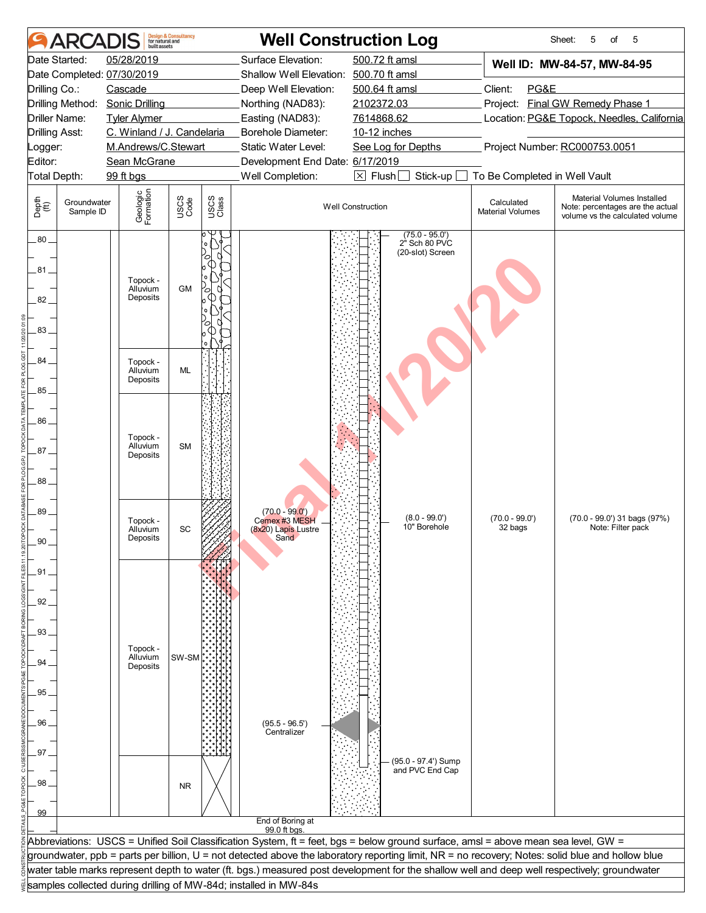# Well Construction Log

**ARCADIS** Design & Consultancy for natural and built assets

| | | | |
|---|---|---|---|
| Date Started: | 05/28/2019 | Surface Elevation: | 500.72 ft amsl |
| Date Completed: | 07/30/2019 | Shallow Well Elevation: | 500.70 ft amsl |
| Drilling Co.: | Cascade | Deep Well Elevation: | 500.64 ft amsl |
| Drilling Method: | Sonic Drilling | Northing (NAD83): | 2102372.03 |
| Driller Name: | Tyler Alymer | Easting (NAD83): | 7614868.62 |
| Drilling Asst: | C. Winland / J. Candelaria | Borehole Diameter: | 10-12 inches |
| Logger: | M.Andrews/C.Stewart | Static Water Level: | See Log for Depths |
| Editor: | Sean McGrane | Development End Date: | 6/17/2019 |
| Total Depth: | 99 ft bgs | Well Completion: | ☒ Flush ☐ Stick-up ☐ To Be Completed in Well Vault |

**Well ID: MW-84-57, MW-84-95**

Client: PG&E
Project: Final GW Remedy Phase 1
Location: PG&E Topock, Needles, California
Project Number: RC000753.0051

| Depth (ft) | Groundwater Sample ID | Geologic Formation | USCS Code | Well Construction | Calculated Material Volumes | Material Volumes Installed (Note: percentages are the actual volume vs the calculated volume) |
|---|---|---|---|---|---|---|
| 80–84 | | Topock - Alluvium Deposits | GM | (75.0 - 95.0') 2" Sch 80 PVC (20-slot) Screen | | |
| 84–85.5 | | Topock - Alluvium Deposits | ML | | | |
| 85.5–89 | | Topock - Alluvium Deposits | SM | | | |
| 89–91 | | Topock - Alluvium Deposits | SC | (70.0 - 99.0') Cemex #3 MESH (8x20) Lapis Lustre Sand; (8.0 - 99.0') 10" Borehole | (70.0 - 99.0') 32 bags | (70.0 - 99.0') 31 bags (97%) Note: Filter pack |
| 91–97.5 | | Topock - Alluvium Deposits | SW-SM | (95.5 - 96.5') Centralizer | | |
| 97.5–99 | | | NR | (95.0 - 97.4') Sump and PVC End Cap | | |

End of Boring at 99.0 ft bgs.

Abbreviations: USCS = Unified Soil Classification System, ft = feet, bgs = below ground surface, amsl = above mean sea level, GW = groundwater, ppb = parts per billion, U = not detected above the laboratory reporting limit, NR = no recovery; Notes: solid blue and hollow blue water table marks represent depth to water (ft. bgs.) measured post development for the shallow well and deep well respectively; groundwater samples collected during drilling of MW-84d; installed in MW-84s

Final 11/20/20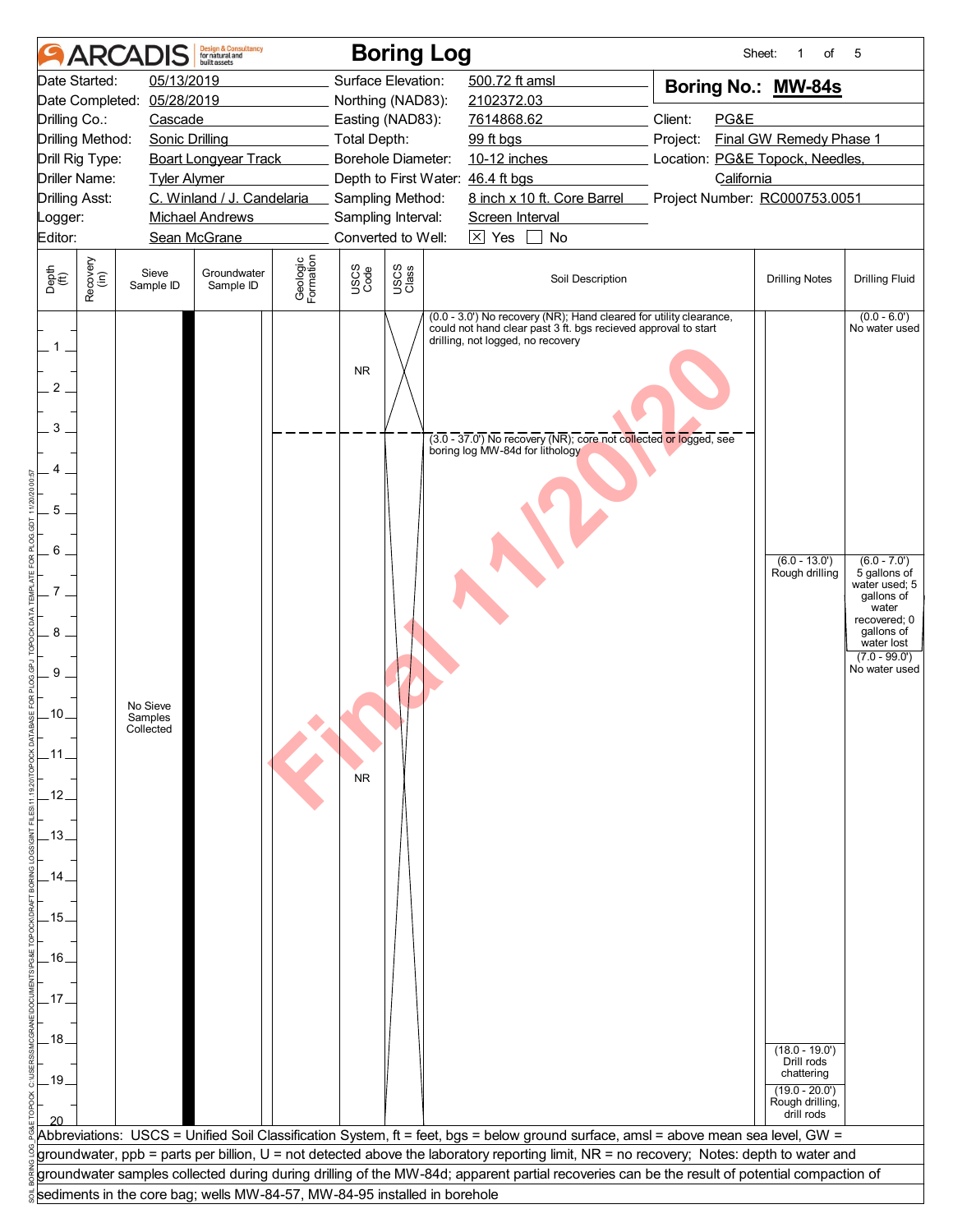# ARCADIS Boring Log

Sheet: 1 of 5

| | | | |
|---|---|---|---|
| Date Started: 05/13/2019 | Surface Elevation: 500.72 ft amsl | **Boring No.: MW-84s** | |
| Date Completed: 05/28/2019 | Northing (NAD83): 2102372.03 | | |
| Drilling Co.: Cascade | Easting (NAD83): 7614868.62 | Client: PG&E | |
| Drilling Method: Sonic Drilling | Total Depth: 99 ft bgs | Project: Final GW Remedy Phase 1 | |
| Drill Rig Type: Boart Longyear Track | Borehole Diameter: 10-12 inches | Location: PG&E Topock, Needles, California | |
| Driller Name: Tyler Alymer | Depth to First Water: 46.4 ft bgs | | |
| Drilling Asst: C. Winland / J. Candelaria | Sampling Method: 8 inch x 10 ft. Core Barrel | Project Number: RC000753.0051 | |
| Logger: Michael Andrews | Sampling Interval: Screen Interval | | |
| Editor: Sean McGrane | Converted to Well: [X] Yes [ ] No | | |

| Depth (ft) | Recovery (in) | Sieve Sample ID | Groundwater Sample ID | Geologic Formation | USCS Code | USCS Class | Soil Description | Drilling Notes | Drilling Fluid |
|---|---|---|---|---|---|---|---|---|---|
| 0.0 - 3.0 | | | | | NR | | (0.0 - 3.0') No recovery (NR); Hand cleared for utility clearance, could not hand clear past 3 ft. bgs recieved approval to start drilling, not logged, no recovery | | (0.0 - 6.0') No water used |
| 3.0 - 20.0 | | No Sieve Samples Collected | | | NR | | (3.0 - 37.0') No recovery (NR); core not collected or logged, see boring log MW-84d for lithology | (6.0 - 13.0') Rough drilling; (18.0 - 19.0') Drill rods chattering; (19.0 - 20.0') Rough drilling, drill rods | (6.0 - 7.0') 5 gallons of water used; 5 gallons of water recovered; 0 gallons of water lost; (7.0 - 99.0') No water used |

Abbreviations: USCS = Unified Soil Classification System, ft = feet, bgs = below ground surface, amsl = above mean sea level, GW = groundwater, ppb = parts per billion, U = not detected above the laboratory reporting limit, NR = no recovery; Notes: depth to water and groundwater samples collected during during drilling of the MW-84d; apparent partial recoveries can be the result of potential compaction of sediments in the core bag; wells MW-84-57, MW-84-95 installed in borehole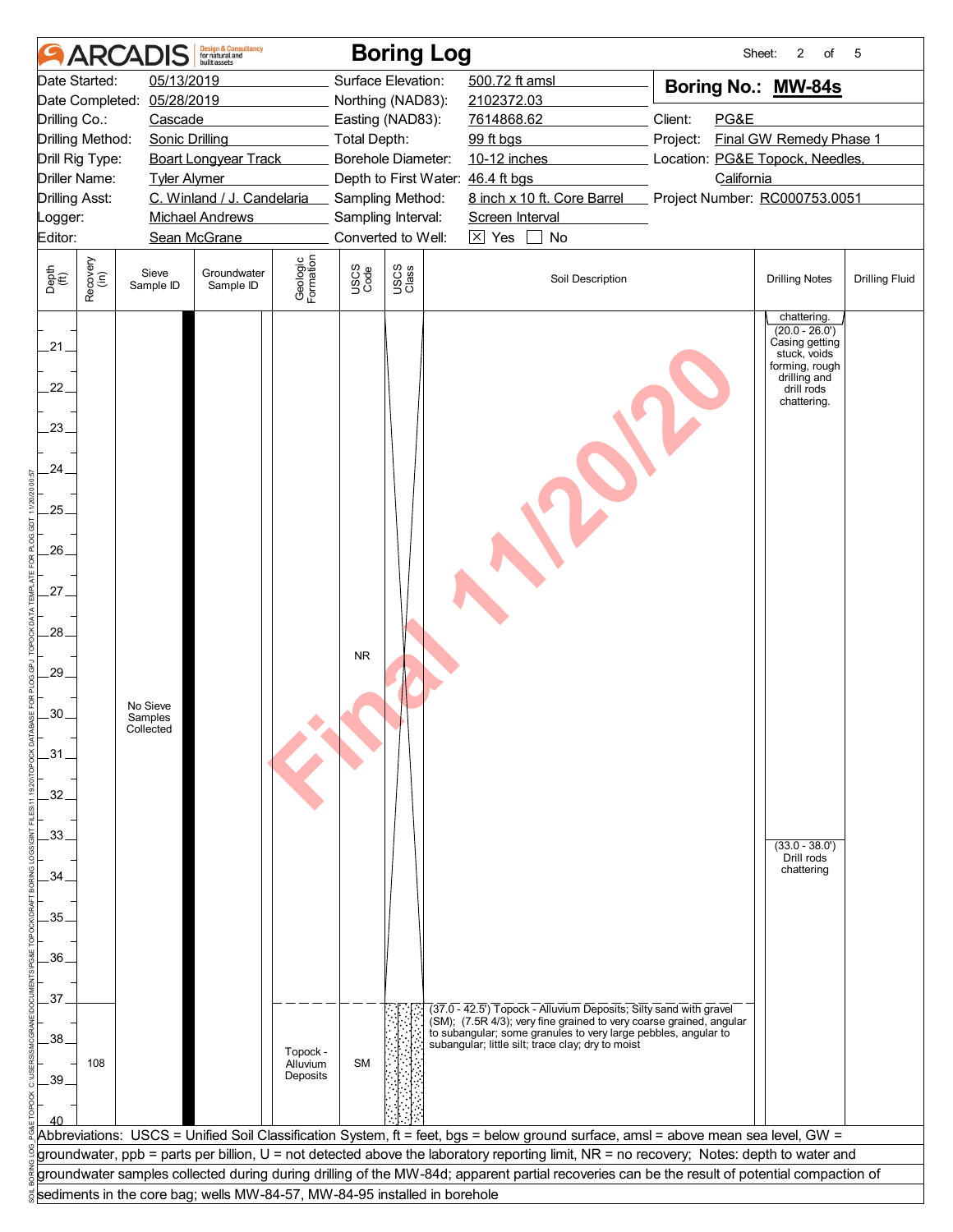# ARCADIS Boring Log

Sheet: 2 of 5

| | | | |
|---|---|---|---|
| Date Started: | 05/13/2019 | Surface Elevation: | 500.72 ft amsl |
| Date Completed: | 05/28/2019 | Northing (NAD83): | 2102372.03 |
| Drilling Co.: | Cascade | Easting (NAD83): | 7614868.62 |
| Drilling Method: | Sonic Drilling | Total Depth: | 99 ft bgs |
| Drill Rig Type: | Boart Longyear Track | Borehole Diameter: | 10-12 inches |
| Driller Name: | Tyler Alymer | Depth to First Water: | 46.4 ft bgs |
| Drilling Asst: | C. Winland / J. Candelaria | Sampling Method: | 8 inch x 10 ft. Core Barrel |
| Logger: | Michael Andrews | Sampling Interval: | Screen Interval |
| Editor: | Sean McGrane | Converted to Well: | ☒ Yes ☐ No |

**Boring No.: MW-84s**

Client: PG&E
Project: Final GW Remedy Phase 1
Location: PG&E Topock, Needles, California
Project Number: RC000753.0051

| Depth (ft) | Recovery (in) | Sieve Sample ID | Groundwater Sample ID | Geologic Formation | USCS Code | USCS Class | Soil Description | Drilling Notes | Drilling Fluid |
|---|---|---|---|---|---|---|---|---|---|
| 20–37 | | No Sieve Samples Collected | | | NR | | | chattering. (20.0 - 26.0') Casing getting stuck, voids forming, rough drilling and drill rods chattering. (33.0 - 38.0') Drill rods chattering | |
| 37–40 | 108 | | | Topock - Alluvium Deposits | SM | | (37.0 - 42.5') Topock - Alluvium Deposits; Silty sand with gravel (SM); (7.5R 4/3); very fine grained to very coarse grained, angular to subangular; some granules to very large pebbles, angular to subangular; little silt; trace clay; dry to moist | | |

Final 11/20/20

Abbreviations: USCS = Unified Soil Classification System, ft = feet, bgs = below ground surface, amsl = above mean sea level, GW = groundwater, ppb = parts per billion, U = not detected above the laboratory reporting limit, NR = no recovery; Notes: depth to water and groundwater samples collected during during drilling of the MW-84d; apparent partial recoveries can be the result of potential compaction of sediments in the core bag; wells MW-84-57, MW-84-95 installed in borehole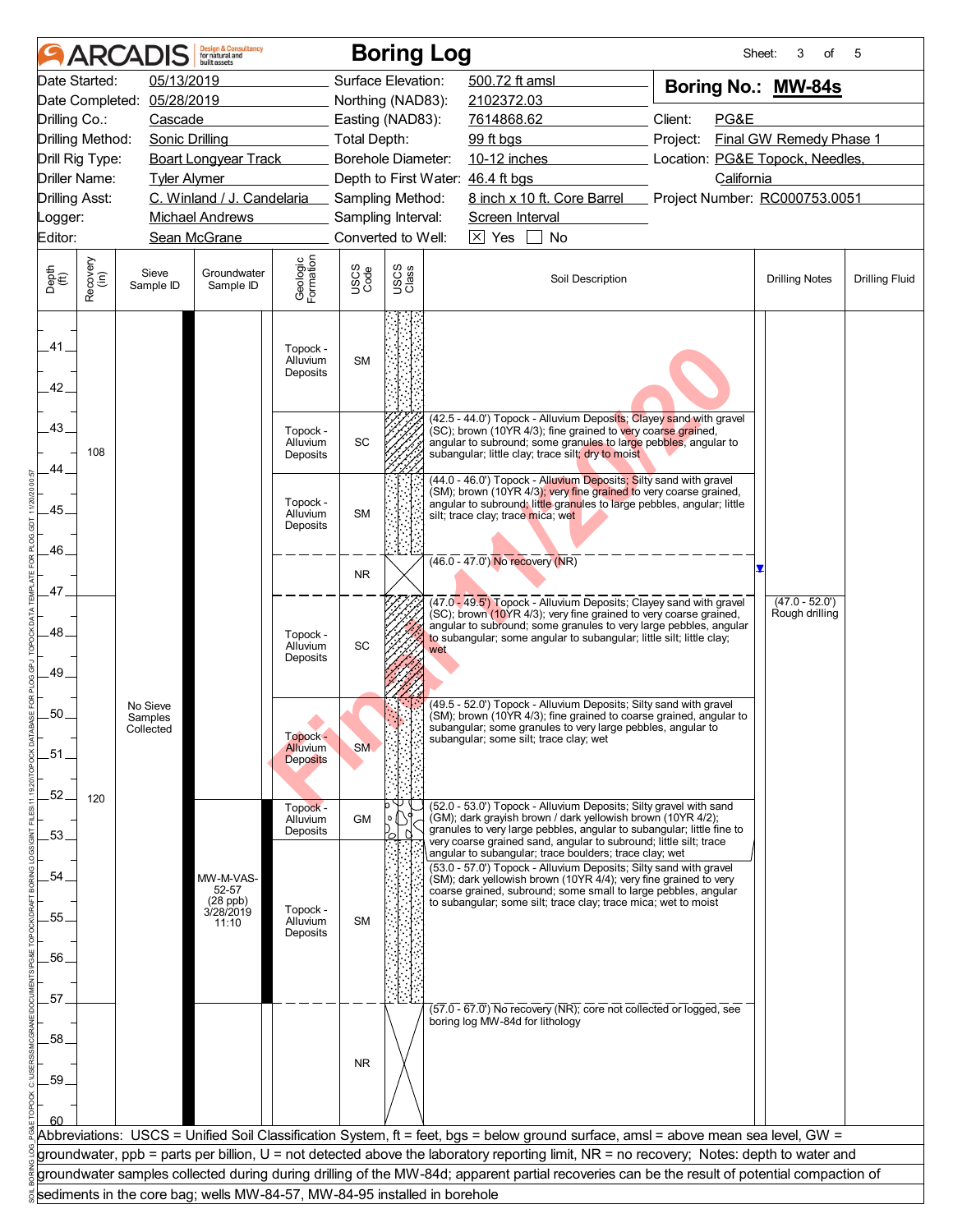# Boring Log

**ARCADIS** Design & Consultancy for natural and built assets

Sheet: 3 of 5

| | | | | | |
|---|---|---|---|---|---|
| Date Started: | 05/13/2019 | Surface Elevation: | 500.72 ft amsl | **Boring No.:** | **MW-84s** |
| Date Completed: | 05/28/2019 | Northing (NAD83): | 2102372.03 | | |
| Drilling Co.: | Cascade | Easting (NAD83): | 7614868.62 | Client: | PG&E |
| Drilling Method: | Sonic Drilling | Total Depth: | 99 ft bgs | Project: | Final GW Remedy Phase 1 |
| Drill Rig Type: | Boart Longyear Track | Borehole Diameter: | 10-12 inches | Location: | PG&E Topock, Needles, California |
| Driller Name: | Tyler Alymer | Depth to First Water: | 46.4 ft bgs | | |
| Drilling Asst: | C. Winland / J. Candelaria | Sampling Method: | 8 inch x 10 ft. Core Barrel | Project Number: | RC000753.0051 |
| Logger: | Michael Andrews | Sampling Interval: | Screen Interval | | |
| Editor: | Sean McGrane | Converted to Well: | [X] Yes [ ] No | | |

| Depth (ft) | Recovery (in) | Sieve Sample ID | Groundwater Sample ID | Geologic Formation | USCS Code | Soil Description | Drilling Notes | Drilling Fluid |
|---|---|---|---|---|---|---|---|---|
| 41–42.5 | 108 | No Sieve Samples Collected | | Topock - Alluvium Deposits | SM | | | |
| 42.5–44.0 | | | | Topock - Alluvium Deposits | SC | (42.5 - 44.0') Topock - Alluvium Deposits; Clayey sand with gravel (SC); brown (10YR 4/3); fine grained to very coarse grained, angular to subround; some granules to large pebbles, angular to subangular; little clay; trace silt; dry to moist | | |
| 44.0–46.0 | | | | Topock - Alluvium Deposits | SM | (44.0 - 46.0') Topock - Alluvium Deposits; Silty sand with gravel (SM); brown (10YR 4/3); very fine grained to very coarse grained, angular to subround; little granules to large pebbles, angular; little silt; trace clay; trace mica; wet | | |
| 46.0–47.0 | | | | | NR | (46.0 - 47.0') No recovery (NR) | ▼ (46.4) | |
| 47.0–49.5 | 120 | | | Topock - Alluvium Deposits | SC | (47.0 - 49.5') Topock - Alluvium Deposits; Clayey sand with gravel (SC); brown (10YR 4/3); very fine grained to very coarse grained, angular to subround; some granules to very large pebbles, angular to subangular; some angular to subangular; little silt; little clay; wet | (47.0 - 52.0') Rough drilling | |
| 49.5–52.0 | | | | Topock - Alluvium Deposits | SM | (49.5 - 52.0') Topock - Alluvium Deposits; Silty sand with gravel (SM); brown (10YR 4/3); fine grained to coarse grained, angular to subangular; some granules to very large pebbles, angular to subangular; some silt; trace clay; wet | | |
| 52.0–53.0 | | | MW-M-VAS-52-57 (28 ppb) 3/28/2019 11:10 | Topock - Alluvium Deposits | GM | (52.0 - 53.0') Topock - Alluvium Deposits; Silty gravel with sand (GM); dark grayish brown / dark yellowish brown (10YR 4/2); granules to very large pebbles, angular to subangular; little fine to very coarse grained sand, angular to subround; little silt; trace angular to subangular; trace boulders; trace clay; wet | | |
| 53.0–57.0 | | | | Topock - Alluvium Deposits | SM | (53.0 - 57.0') Topock - Alluvium Deposits; Silty sand with gravel (SM); dark yellowish brown (10YR 4/4); very fine grained to very coarse grained, subround; some small to large pebbles, angular to subangular; some silt; trace clay; trace mica; wet to moist | | |
| 57.0–60 | | | | | NR | (57.0 - 67.0') No recovery (NR); core not collected or logged, see boring log MW-84d for lithology | | |

Abbreviations: USCS = Unified Soil Classification System, ft = feet, bgs = below ground surface, amsl = above mean sea level, GW = groundwater, ppb = parts per billion, U = not detected above the laboratory reporting limit, NR = no recovery; Notes: depth to water and groundwater samples collected during during drilling of the MW-84d; apparent partial recoveries can be the result of potential compaction of sediments in the core bag; wells MW-84-57, MW-84-95 installed in borehole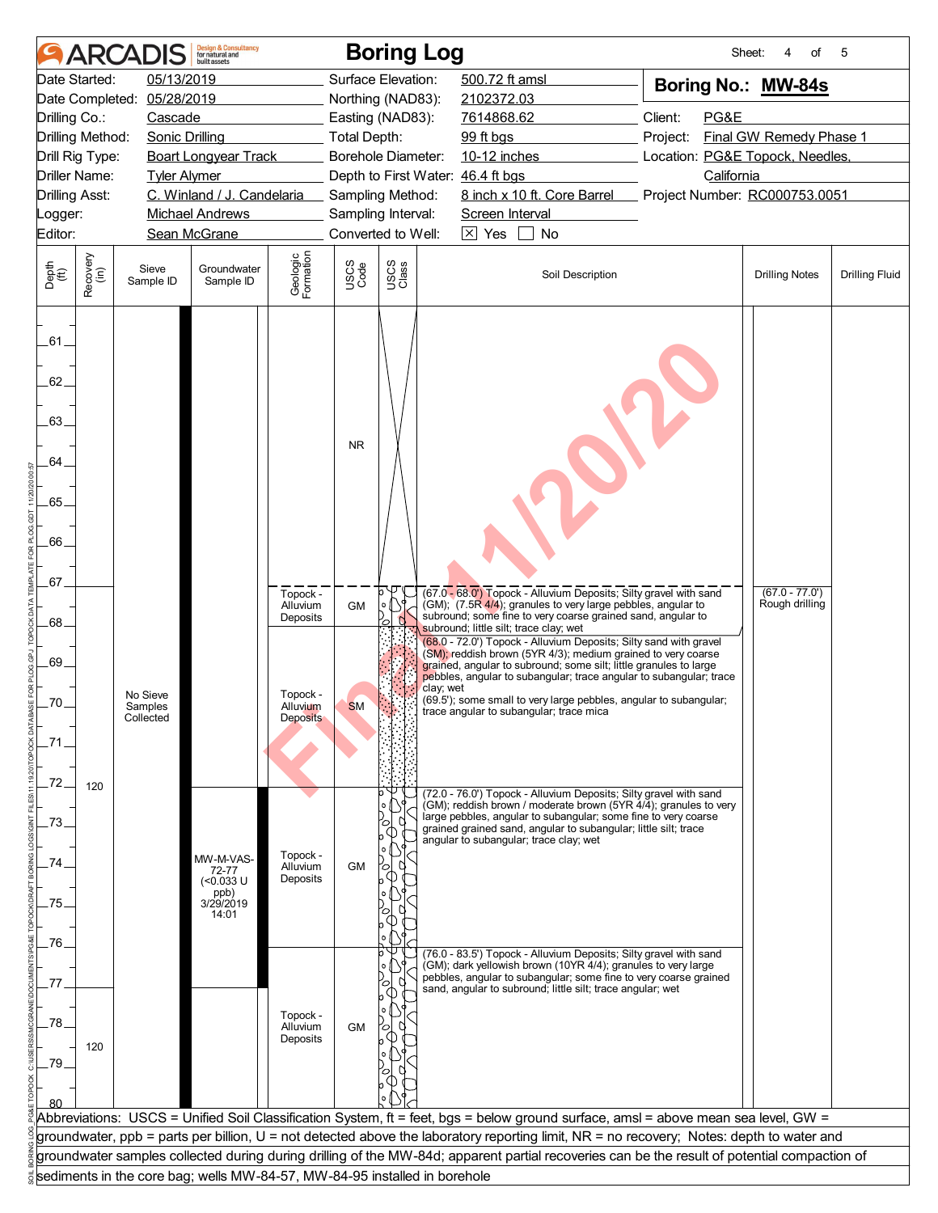# ARCADIS Boring Log

Sheet: 4 of 5

| | | | |
|---|---|---|---|
| Date Started: | 05/13/2019 | Surface Elevation: | 500.72 ft amsl |
| Date Completed: | 05/28/2019 | Northing (NAD83): | 2102372.03 |
| Drilling Co.: | Cascade | Easting (NAD83): | 7614868.62 |
| Drilling Method: | Sonic Drilling | Total Depth: | 99 ft bgs |
| Drill Rig Type: | Boart Longyear Track | Borehole Diameter: | 10-12 inches |
| Driller Name: | Tyler Alymer | Depth to First Water: | 46.4 ft bgs |
| Drilling Asst: | C. Winland / J. Candelaria | Sampling Method: | 8 inch x 10 ft. Core Barrel |
| Logger: | Michael Andrews | Sampling Interval: | Screen Interval |
| Editor: | Sean McGrane | Converted to Well: | [X] Yes [ ] No |

**Boring No.: MW-84s**

Client: PG&E
Project: Final GW Remedy Phase 1
Location: PG&E Topock, Needles, California
Project Number: RC000753.0051

| Depth (ft) | Recovery (in) | Sieve Sample ID | Groundwater Sample ID | Geologic Formation | USCS Code | Soil Description | Drilling Notes | Drilling Fluid |
|---|---|---|---|---|---|---|---|---|
| 60–67 | | | | | NR | | | |
| 67–68 | 120 | No Sieve Samples Collected | | Topock - Alluvium Deposits | GM | (67.0 - 68.0') Topock - Alluvium Deposits; Silty gravel with sand (GM); (7.5R 4/4); granules to very large pebbles, angular to subround; some fine to very coarse grained sand, angular to subround; little silt; trace clay; wet | (67.0 - 77.0') Rough drilling | |
| 68–72 | | | | Topock - Alluvium Deposits | SM | (68.0 - 72.0') Topock - Alluvium Deposits; Silty sand with gravel (SM); reddish brown (5YR 4/3); medium grained to very coarse grained, angular to subround; some silt; little granules to large pebbles, angular to subangular; trace angular to subangular; trace clay; wet<br>(69.5'); some small to very large pebbles, angular to subangular; trace angular to subangular; trace mica | | |
| 72–76 | | | MW-M-VAS-72-77 (<0.033 U ppb) 3/29/2019 14:01 | Topock - Alluvium Deposits | GM | (72.0 - 76.0') Topock - Alluvium Deposits; Silty gravel with sand (GM); reddish brown / moderate brown (5YR 4/4); granules to very large pebbles, angular to subangular; some fine to very coarse grained grained sand, angular to subangular; little silt; trace angular to subangular; trace clay; wet | | |
| 76–80 | 120 | | | Topock - Alluvium Deposits | GM | (76.0 - 83.5') Topock - Alluvium Deposits; Silty gravel with sand (GM); dark yellowish brown (10YR 4/4); granules to very large pebbles, angular to subangular; some fine to very coarse grained sand, angular to subround; little silt; trace angular; wet | | |

Abbreviations: USCS = Unified Soil Classification System, ft = feet, bgs = below ground surface, amsl = above mean sea level, GW = groundwater, ppb = parts per billion, U = not detected above the laboratory reporting limit, NR = no recovery; Notes: depth to water and groundwater samples collected during during drilling of the MW-84d; apparent partial recoveries can be the result of potential compaction of sediments in the core bag; wells MW-84-57, MW-84-95 installed in borehole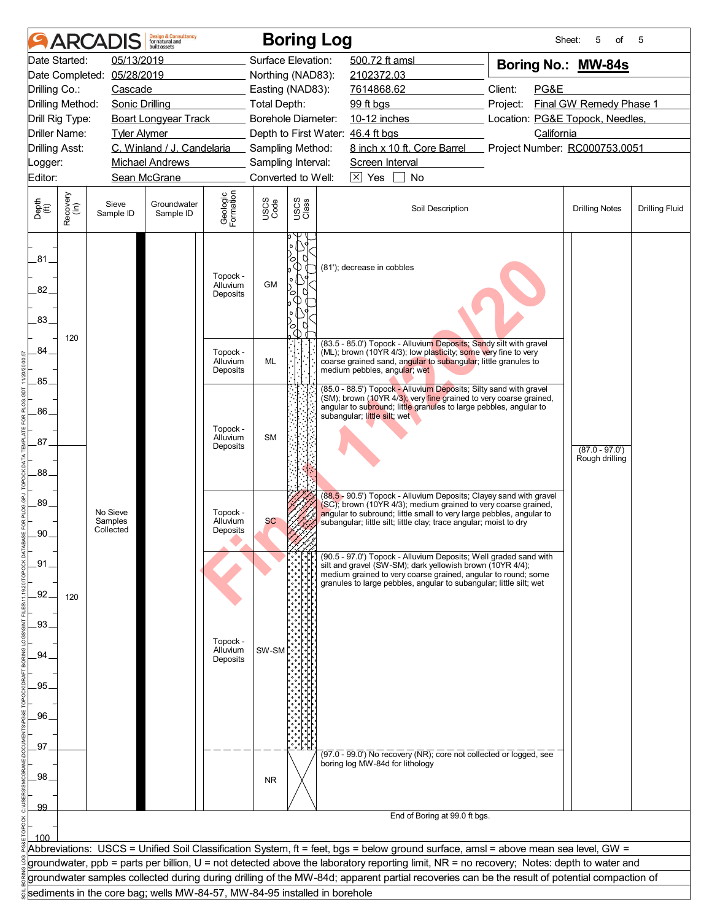# Boring Log

**ARCADIS** Design & Consultancy for natural and built assets

| | | | | | |
|---|---|---|---|---|---|
| Date Started: | 05/13/2019 | Surface Elevation: | 500.72 ft amsl | **Boring No.:** | **MW-84s** |
| Date Completed: | 05/28/2019 | Northing (NAD83): | 2102372.03 | | |
| Drilling Co.: | Cascade | Easting (NAD83): | 7614868.62 | Client: | PG&E |
| Drilling Method: | Sonic Drilling | Total Depth: | 99 ft bgs | Project: | Final GW Remedy Phase 1 |
| Drill Rig Type: | Boart Longyear Track | Borehole Diameter: | 10-12 inches | Location: | PG&E Topock, Needles, California |
| Driller Name: | Tyler Alymer | Depth to First Water: | 46.4 ft bgs | | |
| Drilling Asst: | C. Winland / J. Candelaria | Sampling Method: | 8 inch x 10 ft. Core Barrel | Project Number: | RC000753.0051 |
| Logger: | Michael Andrews | Sampling Interval: | Screen Interval | | |
| Editor: | Sean McGrane | Converted to Well: | [X] Yes [ ] No | | |

| Depth (ft) | Recovery (in) | Sieve Sample ID | Groundwater Sample ID | Geologic Formation | USCS Code | USCS Class | Soil Description | Drilling Notes | Drilling Fluid |
|---|---|---|---|---|---|---|---|---|---|
| 81–83.5 | 120 | | | Topock - Alluvium Deposits | GM | | (81'); decrease in cobbles | | |
| 83.5–85 | | | | Topock - Alluvium Deposits | ML | | (83.5 - 85.0') Topock - Alluvium Deposits; Sandy silt with gravel (ML); brown (10YR 4/3); low plasticity; some very fine to very coarse grained sand, angular to subangular; little granules to medium pebbles, angular; wet | | |
| 85–88.5 | | | | Topock - Alluvium Deposits | SM | | (85.0 - 88.5') Topock - Alluvium Deposits; Silty sand with gravel (SM); brown (10YR 4/3); very fine grained to very coarse grained, angular to subround; little granules to large pebbles, angular to subangular; little silt; wet | (87.0 - 97.0') Rough drilling | |
| 88.5–90.5 | 120 | No Sieve Samples Collected | | Topock - Alluvium Deposits | SC | | (88.5 - 90.5') Topock - Alluvium Deposits; Clayey sand with gravel (SC); brown (10YR 4/3); medium grained to very coarse grained, angular to subround; little small to very large pebbles, angular to subangular; little silt; little clay; trace angular; moist to dry | | |
| 90.5–97 | | | | Topock - Alluvium Deposits | SW-SM | | (90.5 - 97.0') Topock - Alluvium Deposits; Well graded sand with silt and gravel (SW-SM); dark yellowish brown (10YR 4/4); medium grained to very coarse grained, angular to round; some granules to large pebbles, angular to subangular; little silt; wet | | |
| 97–99 | | | | | NR | | (97.0 - 99.0') No recovery (NR); core not collected or logged, see boring log MW-84d for lithology | | |

End of Boring at 99.0 ft bgs.

Abbreviations: USCS = Unified Soil Classification System, ft = feet, bgs = below ground surface, amsl = above mean sea level, GW = groundwater, ppb = parts per billion, U = not detected above the laboratory reporting limit, NR = no recovery; Notes: depth to water and groundwater samples collected during during drilling of the MW-84d; apparent partial recoveries can be the result of potential compaction of sediments in the core bag; wells MW-84-57, MW-84-95 installed in borehole